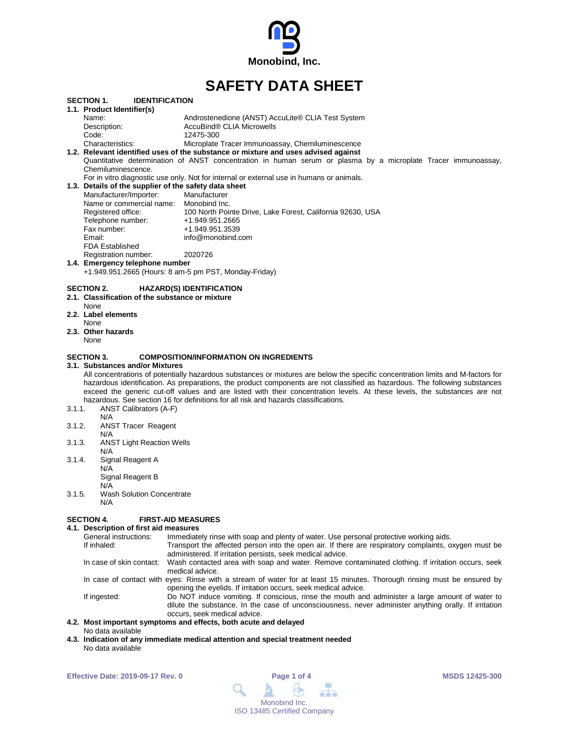Monobind, Inc.

# SAFETY DATA SHEET

## SECTION 1. IDENTIFICATION

### 1.1. Product Identifier(s)

| | |
|---|---|
| Name: | Androstenedione (ANST) AccuLite® CLIA Test System |
| Description: | AccuBind® CLIA Microwells |
| Code: | 12475-300 |
| Characteristics: | Microplate Tracer Immunoassay, Chemiluminescence |

### 1.2. Relevant identified uses of the substance or mixture and uses advised against

Quantitative determination of ANST concentration in human serum or plasma by a microplate Tracer immunoassay, Chemiluminescence.

For in vitro diagnostic use only. Not for internal or external use in humans or animals.

### 1.3. Details of the supplier of the safety data sheet

| | |
|---|---|
| Manufacturer/Importer: | Manufacturer |
| Name or commercial name: | Monobind Inc. |
| Registered office: | 100 North Pointe Drive, Lake Forest, California 92630, USA |
| Telephone number: | +1.949.951.2665 |
| Fax number: | +1.949.951.3539 |
| Email: | info@monobind.com |
| FDA Established Registration number: | 2020726 |

### 1.4. Emergency telephone number

+1.949.951.2665 (Hours: 8 am-5 pm PST, Monday-Friday)

## SECTION 2. HAZARD(S) IDENTIFICATION

### 2.1. Classification of the substance or mixture

None

### 2.2. Label elements

None

### 2.3. Other hazards

None

## SECTION 3. COMPOSITION/INFORMATION ON INGREDIENTS

### 3.1. Substances and/or Mixtures

All concentrations of potentially hazardous substances or mixtures are below the specific concentration limits and M-factors for hazardous identification. As preparations, the product components are not classified as hazardous. The following substances exceed the generic cut-off values and are listed with their concentration levels. At these levels, the substances are not hazardous. See section 16 for definitions for all risk and hazards classifications.

3.1.1. ANST Calibrators (A-F)
N/A

3.1.2. ANST Tracer Reagent
N/A

3.1.3. ANST Light Reaction Wells
N/A

3.1.4. Signal Reagent A
N/A
Signal Reagent B
N/A

3.1.5. Wash Solution Concentrate
N/A

## SECTION 4. FIRST-AID MEASURES

### 4.1. Description of first aid measures

| | |
|---|---|
| General instructions: | Immediately rinse with soap and plenty of water. Use personal protective working aids. |
| If inhaled: | Transport the affected person into the open air. If there are respiratory complaints, oxygen must be administered. If irritation persists, seek medical advice. |
| In case of skin contact: | Wash contacted area with soap and water. Remove contaminated clothing. If irritation occurs, seek medical advice. |
| In case of contact with eyes: | Rinse with a stream of water for at least 15 minutes. Thorough rinsing must be ensured by opening the eyelids. If irritation occurs, seek medical advice. |
| If ingested: | Do NOT induce vomiting. If conscious, rinse the mouth and administer a large amount of water to dilute the substance. In the case of unconsciousness, never administer anything orally. If irritation occurs, seek medical advice. |

### 4.2. Most important symptoms and effects, both acute and delayed

No data available

### 4.3. Indication of any immediate medical attention and special treatment needed

No data available

Effective Date: 2019-09-17 Rev. 0 MSDS 12425-300

Monobind Inc.
ISO 13485 Certified Company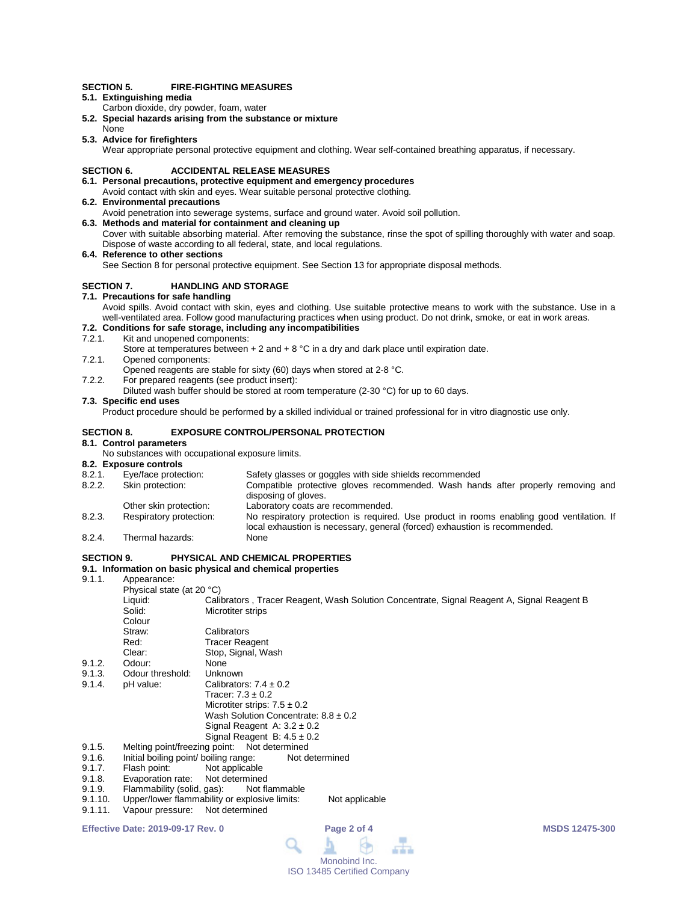## SECTION 5. FIRE-FIGHTING MEASURES

**5.1. Extinguishing media**

Carbon dioxide, dry powder, foam, water

**5.2. Special hazards arising from the substance or mixture**

None

**5.3. Advice for firefighters**

Wear appropriate personal protective equipment and clothing. Wear self-contained breathing apparatus, if necessary.

## SECTION 6. ACCIDENTAL RELEASE MEASURES

**6.1. Personal precautions, protective equipment and emergency procedures**

Avoid contact with skin and eyes. Wear suitable personal protective clothing.

**6.2. Environmental precautions**

Avoid penetration into sewerage systems, surface and ground water. Avoid soil pollution.

**6.3. Methods and material for containment and cleaning up**

Cover with suitable absorbing material. After removing the substance, rinse the spot of spilling thoroughly with water and soap. Dispose of waste according to all federal, state, and local regulations.

**6.4. Reference to other sections**

See Section 8 for personal protective equipment. See Section 13 for appropriate disposal methods.

## SECTION 7. HANDLING AND STORAGE

**7.1. Precautions for safe handling**

Avoid spills. Avoid contact with skin, eyes and clothing. Use suitable protective means to work with the substance. Use in a well-ventilated area. Follow good manufacturing practices when using product. Do not drink, smoke, or eat in work areas.

**7.2. Conditions for safe storage, including any incompatibilities**

7.2.1. Kit and unopened components:
Store at temperatures between + 2 and + 8 °C in a dry and dark place until expiration date.

7.2.1. Opened components:
Opened reagents are stable for sixty (60) days when stored at 2-8 °C.

7.2.2. For prepared reagents (see product insert):
Diluted wash buffer should be stored at room temperature (2-30 °C) for up to 60 days.

**7.3. Specific end uses**

Product procedure should be performed by a skilled individual or trained professional for in vitro diagnostic use only.

## SECTION 8. EXPOSURE CONTROL/PERSONAL PROTECTION

**8.1. Control parameters**

No substances with occupational exposure limits.

**8.2. Exposure controls**

| | | |
|---|---|---|
| 8.2.1. | Eye/face protection: | Safety glasses or goggles with side shields recommended |
| 8.2.2. | Skin protection: | Compatible protective gloves recommended. Wash hands after properly removing and disposing of gloves. |
| | Other skin protection: | Laboratory coats are recommended. |
| 8.2.3. | Respiratory protection: | No respiratory protection is required. Use product in rooms enabling good ventilation. If local exhaustion is necessary, general (forced) exhaustion is recommended. |
| 8.2.4. | Thermal hazards: | None |

## SECTION 9. PHYSICAL AND CHEMICAL PROPERTIES

**9.1. Information on basic physical and chemical properties**

9.1.1. Appearance:

Physical state (at 20 °C)

| | |
|---|---|
| Liquid: | Calibrators , Tracer Reagent, Wash Solution Concentrate, Signal Reagent A, Signal Reagent B |
| Solid: | Microtiter strips |

Colour

| | |
|---|---|
| Straw: | Calibrators |
| Red: | Tracer Reagent |
| Clear: | Stop, Signal, Wash |

9.1.2. Odour: None

9.1.3. Odour threshold: Unknown

9.1.4. pH value:
Calibrators: 7.4 ± 0.2
Tracer: 7.3 ± 0.2
Microtiter strips: 7.5 ± 0.2
Wash Solution Concentrate: 8.8 ± 0.2
Signal Reagent A: 3.2 ± 0.2
Signal Reagent B: 4.5 ± 0.2

9.1.5. Melting point/freezing point: Not determined

9.1.6. Initial boiling point/ boiling range: Not determined

9.1.7. Flash point: Not applicable

9.1.8. Evaporation rate: Not determined

9.1.9. Flammability (solid, gas): Not flammable

9.1.10. Upper/lower flammability or explosive limits: Not applicable

9.1.11. Vapour pressure: Not determined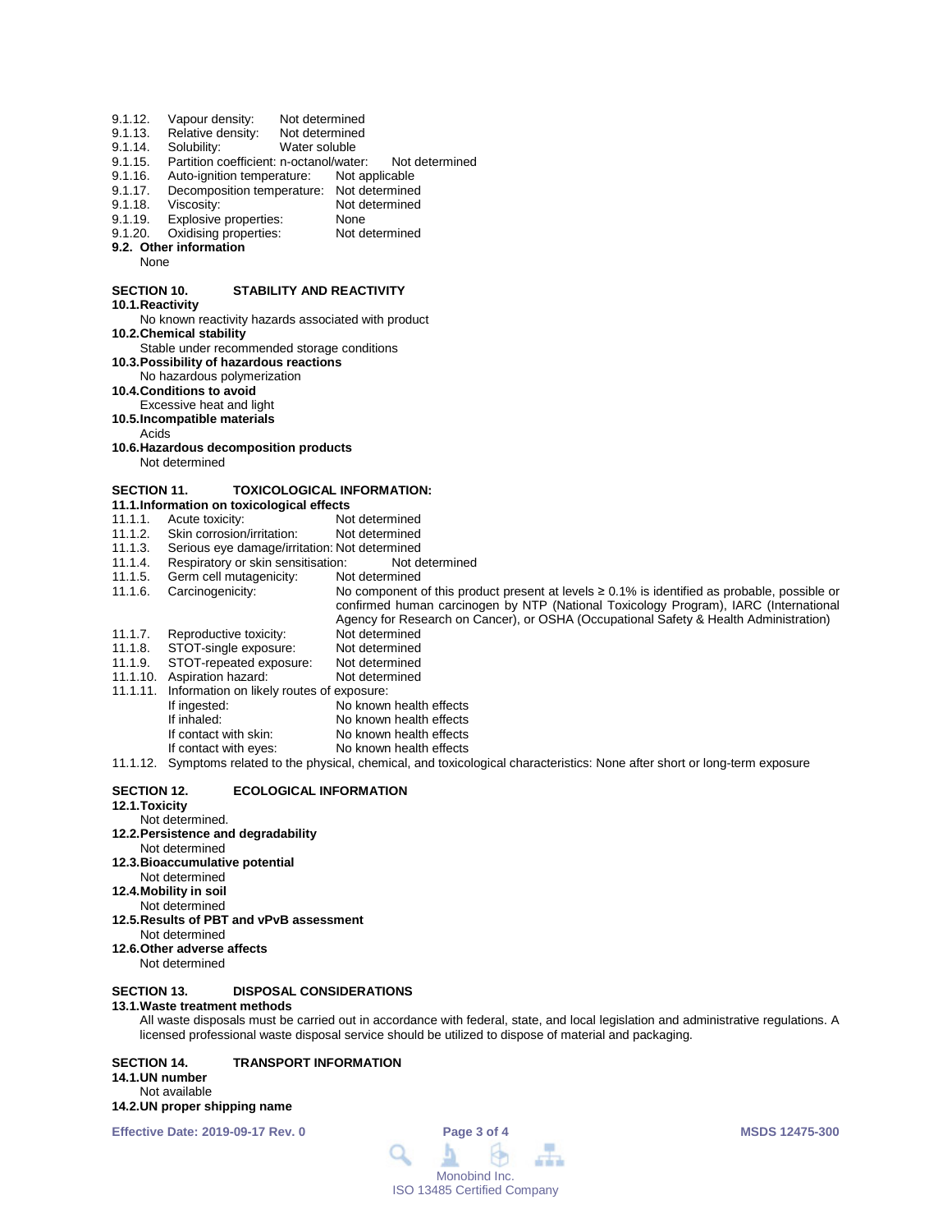9.1.12. Vapour density: Not determined
9.1.13. Relative density: Not determined
9.1.14. Solubility: Water soluble
9.1.15. Partition coefficient: n-octanol/water: Not determined
9.1.16. Auto-ignition temperature: Not applicable
9.1.17. Decomposition temperature: Not determined
9.1.18. Viscosity: Not determined
9.1.19. Explosive properties: None
9.1.20. Oxidising properties: Not determined

**9.2. Other information**

None

## SECTION 10. STABILITY AND REACTIVITY

**10.1. Reactivity**

No known reactivity hazards associated with product

**10.2. Chemical stability**

Stable under recommended storage conditions

**10.3. Possibility of hazardous reactions**

No hazardous polymerization

**10.4. Conditions to avoid**

Excessive heat and light

**10.5. Incompatible materials**

Acids

**10.6. Hazardous decomposition products**

Not determined

## SECTION 11. TOXICOLOGICAL INFORMATION:

**11.1. Information on toxicological effects**

11.1.1. Acute toxicity: Not determined
11.1.2. Skin corrosion/irritation: Not determined
11.1.3. Serious eye damage/irritation: Not determined
11.1.4. Respiratory or skin sensitisation: Not determined
11.1.5. Germ cell mutagenicity: Not determined
11.1.6. Carcinogenicity: No component of this product present at levels ≥ 0.1% is identified as probable, possible or confirmed human carcinogen by NTP (National Toxicology Program), IARC (International Agency for Research on Cancer), or OSHA (Occupational Safety & Health Administration)
11.1.7. Reproductive toxicity: Not determined
11.1.8. STOT-single exposure: Not determined
11.1.9. STOT-repeated exposure: Not determined
11.1.10. Aspiration hazard: Not determined
11.1.11. Information on likely routes of exposure:

- If ingested: No known health effects
- If inhaled: No known health effects
- If contact with skin: No known health effects
- If contact with eyes: No known health effects

11.1.12. Symptoms related to the physical, chemical, and toxicological characteristics: None after short or long-term exposure

## SECTION 12. ECOLOGICAL INFORMATION

**12.1. Toxicity**

Not determined.

**12.2. Persistence and degradability**

Not determined

**12.3. Bioaccumulative potential**

Not determined

**12.4. Mobility in soil**

Not determined

**12.5. Results of PBT and vPvB assessment**

Not determined

**12.6. Other adverse affects**

Not determined

## SECTION 13. DISPOSAL CONSIDERATIONS

**13.1. Waste treatment methods**

All waste disposals must be carried out in accordance with federal, state, and local legislation and administrative regulations. A licensed professional waste disposal service should be utilized to dispose of material and packaging.

## SECTION 14. TRANSPORT INFORMATION

**14.1. UN number**

Not available

**14.2. UN proper shipping name**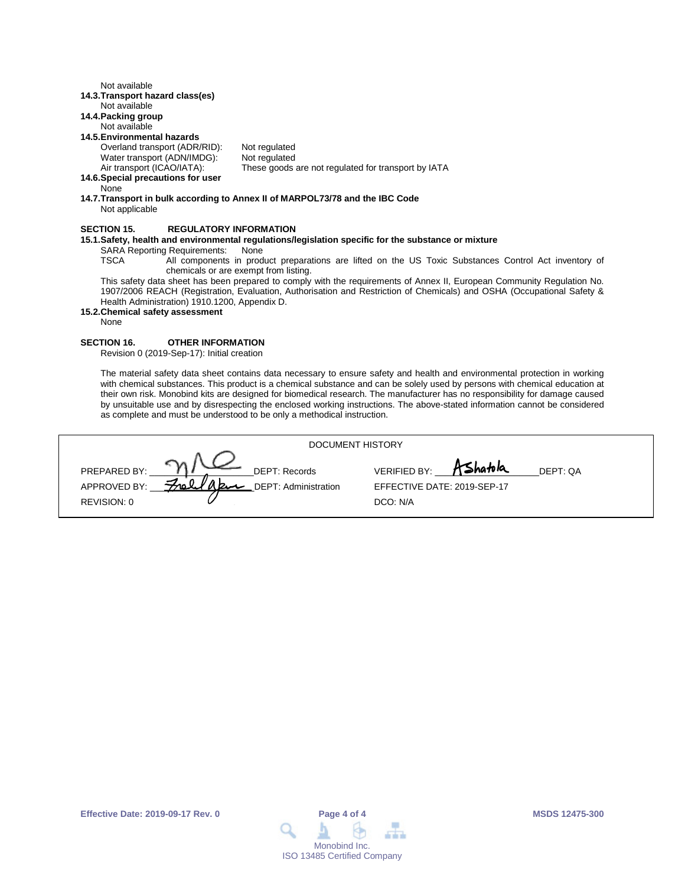Not available

**14.3. Transport hazard class(es)**

Not available

**14.4. Packing group**

Not available

**14.5. Environmental hazards**

| | |
|---|---|
| Overland transport (ADR/RID): | Not regulated |
| Water transport (ADN/IMDG): | Not regulated |
| Air transport (ICAO/IATA): | These goods are not regulated for transport by IATA |

**14.6. Special precautions for user**

None

**14.7. Transport in bulk according to Annex II of MARPOL73/78 and the IBC Code**

Not applicable

## SECTION 15. REGULATORY INFORMATION

**15.1. Safety, health and environmental regulations/legislation specific for the substance or mixture**

SARA Reporting Requirements: None

TSCA All components in product preparations are lifted on the US Toxic Substances Control Act inventory of chemicals or are exempt from listing.

This safety data sheet has been prepared to comply with the requirements of Annex II, European Community Regulation No. 1907/2006 REACH (Registration, Evaluation, Authorisation and Restriction of Chemicals) and OSHA (Occupational Safety & Health Administration) 1910.1200, Appendix D.

**15.2. Chemical safety assessment**

None

## SECTION 16. OTHER INFORMATION

Revision 0 (2019-Sep-17): Initial creation

The material safety data sheet contains data necessary to ensure safety and health and environmental protection in working with chemical substances. This product is a chemical substance and can be solely used by persons with chemical education at their own risk. Monobind kits are designed for biomedical research. The manufacturer has no responsibility for damage caused by unsuitable use and by disrespecting the enclosed working instructions. The above-stated information cannot be considered as complete and must be understood to be only a methodical instruction.

| DOCUMENT HISTORY | | | |
|---|---|---|---|
| PREPARED BY: [signature] | DEPT: Records | VERIFIED BY: Ashatola | DEPT: QA |
| APPROVED BY: [signature] | DEPT: Administration | EFFECTIVE DATE: 2019-SEP-17 | |
| REVISION: 0 | | DCO: N/A | |